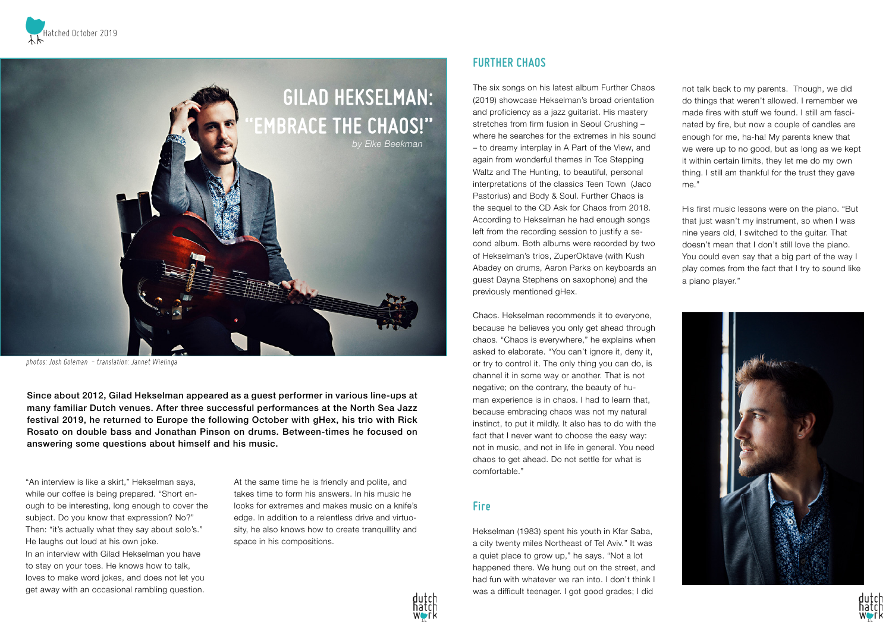# GILAD HEKSELMAN: "EMBRACE THE CHAOS!"

*by Elke Beekman*

*photos: Josh Goleman – translation: Jannet Wielinga*

**Since about 2012, Gilad Hekselman appeared as a guest performer in various line-ups at many familiar Dutch venues. After three successful performances at the North Sea Jazz festival 2019, he returned to Europe the following October with gHex, his trio with Rick Rosato on double bass and Jonathan Pinson on drums. Between-times he focused on answering some questions about himself and his music.**

"An interview is like a skirt," Hekselman says, while our coffee is being prepared. "Short enough to be interesting, long enough to cover the subject. Do you know that expression? No?" Then: "it's actually what they say about solo's." He laughs out loud at his own joke.
In an interview with Gilad Hekselman you have to stay on your toes. He knows how to talk, loves to make word jokes, and does not let you get away with an occasional rambling question.

At the same time he is friendly and polite, and takes time to form his answers. In his music he looks for extremes and makes music on a knife's edge. In addition to a relentless drive and virtuosity, he also knows how to create tranquillity and space in his compositions.

## FURTHER CHAOS

The six songs on his latest album Further Chaos (2019) showcase Hekselman's broad orientation and proficiency as a jazz guitarist. His mastery stretches from firm fusion in Seoul Crushing – where he searches for the extremes in his sound – to dreamy interplay in A Part of the View, and again from wonderful themes in Toe Stepping Waltz and The Hunting, to beautiful, personal interpretations of the classics Teen Town (Jaco Pastorius) and Body & Soul. Further Chaos is the sequel to the CD Ask for Chaos from 2018. According to Hekselman he had enough songs left from the recording session to justify a second album. Both albums were recorded by two of Hekselman's trios, ZuperOktave (with Kush Abadey on drums, Aaron Parks on keyboards an guest Dayna Stephens on saxophone) and the previously mentioned gHex.

Chaos. Hekselman recommends it to everyone, because he believes you only get ahead through chaos. "Chaos is everywhere," he explains when asked to elaborate. "You can't ignore it, deny it, or try to control it. The only thing you can do, is channel it in some way or another. That is not negative; on the contrary, the beauty of human experience is in chaos. I had to learn that, because embracing chaos was not my natural instinct, to put it mildly. It also has to do with the fact that I never want to choose the easy way: not in music, and not in life in general. You need chaos to get ahead. Do not settle for what is comfortable."

## Fire

Hekselman (1983) spent his youth in Kfar Saba, a city twenty miles Northeast of Tel Aviv." It was a quiet place to grow up," he says. "Not a lot happened there. We hung out on the street, and had fun with whatever we ran into. I don't think I was a difficult teenager. I got good grades; I did not talk back to my parents. Though, we did do things that weren't allowed. I remember we made fires with stuff we found. I still am fascinated by fire, but now a couple of candles are enough for me, ha-ha! My parents knew that we were up to no good, but as long as we kept it within certain limits, they let me do my own thing. I still am thankful for the trust they gave me."

His first music lessons were on the piano. "But that just wasn't my instrument, so when I was nine years old, I switched to the guitar. That doesn't mean that I don't still love the piano. You could even say that a big part of the way I play comes from the fact that I try to sound like a piano player."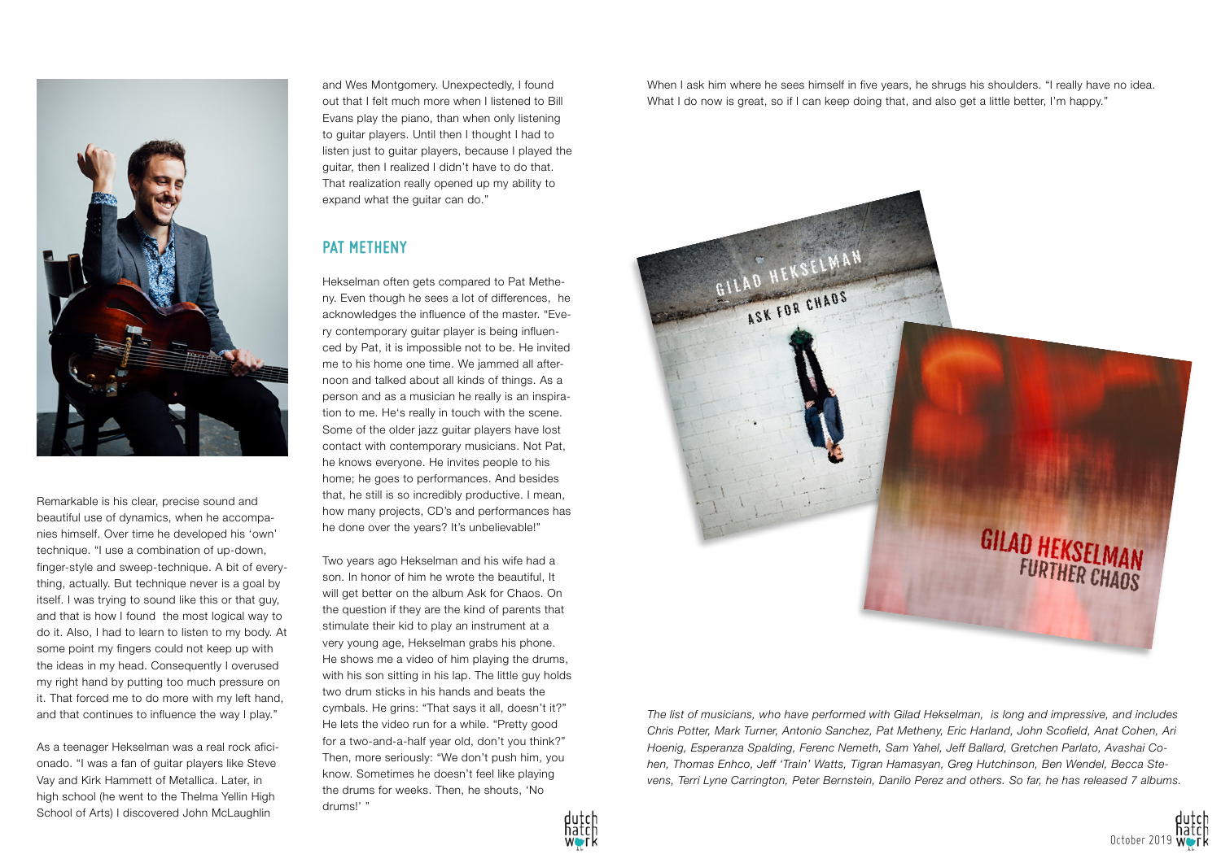Remarkable is his clear, precise sound and beautiful use of dynamics, when he accompanies himself. Over time he developed his 'own' technique. "I use a combination of up-down, finger-style and sweep-technique. A bit of everything, actually. But technique never is a goal by itself. I was trying to sound like this or that guy, and that is how I found the most logical way to do it. Also, I had to learn to listen to my body. At some point my fingers could not keep up with the ideas in my head. Consequently I overused my right hand by putting too much pressure on it. That forced me to do more with my left hand, and that continues to influence the way I play."

As a teenager Hekselman was a real rock aficionado. "I was a fan of guitar players like Steve Vay and Kirk Hammett of Metallica. Later, in high school (he went to the Thelma Yellin High School of Arts) I discovered John McLaughlin and Wes Montgomery. Unexpectedly, I found out that I felt much more when I listened to Bill Evans play the piano, than when only listening to guitar players. Until then I thought I had to listen just to guitar players, because I played the guitar, then I realized I didn't have to do that. That realization really opened up my ability to expand what the guitar can do."

## PAT METHENY

Hekselman often gets compared to Pat Metheny. Even though he sees a lot of differences, he acknowledges the influence of the master. "Every contemporary guitar player is being influenced by Pat, it is impossible not to be. He invited me to his home one time. We jammed all afternoon and talked about all kinds of things. As a person and as a musician he really is an inspiration to me. He's really in touch with the scene. Some of the older jazz guitar players have lost contact with contemporary musicians. Not Pat, he knows everyone. He invites people to his home; he goes to performances. And besides that, he still is so incredibly productive. I mean, how many projects, CD's and performances has he done over the years? It's unbelievable!"

Two years ago Hekselman and his wife had a son. In honor of him he wrote the beautiful, It will get better on the album Ask for Chaos. On the question if they are the kind of parents that stimulate their kid to play an instrument at a very young age, Hekselman grabs his phone. He shows me a video of him playing the drums, with his son sitting in his lap. The little guy holds two drum sticks in his hands and beats the cymbals. He grins: "That says it all, doesn't it?" He lets the video run for a while. "Pretty good for a two-and-a-half year old, don't you think?" Then, more seriously: "We don't push him, you know. Sometimes he doesn't feel like playing the drums for weeks. Then, he shouts, 'No drums!' "

When I ask him where he sees himself in five years, he shrugs his shoulders. "I really have no idea. What I do now is great, so if I can keep doing that, and also get a little better, I'm happy."

*The list of musicians, who have performed with Gilad Hekselman, is long and impressive, and includes Chris Potter, Mark Turner, Antonio Sanchez, Pat Metheny, Eric Harland, John Scofield, Anat Cohen, Ari Hoenig, Esperanza Spalding, Ferenc Nemeth, Sam Yahel, Jeff Ballard, Gretchen Parlato, Avashai Cohen, Thomas Enhco, Jeff 'Train' Watts, Tigran Hamasyan, Greg Hutchinson, Ben Wendel, Becca Stevens, Terri Lyne Carrington, Peter Bernstein, Danilo Perez and others. So far, he has released 7 albums.*